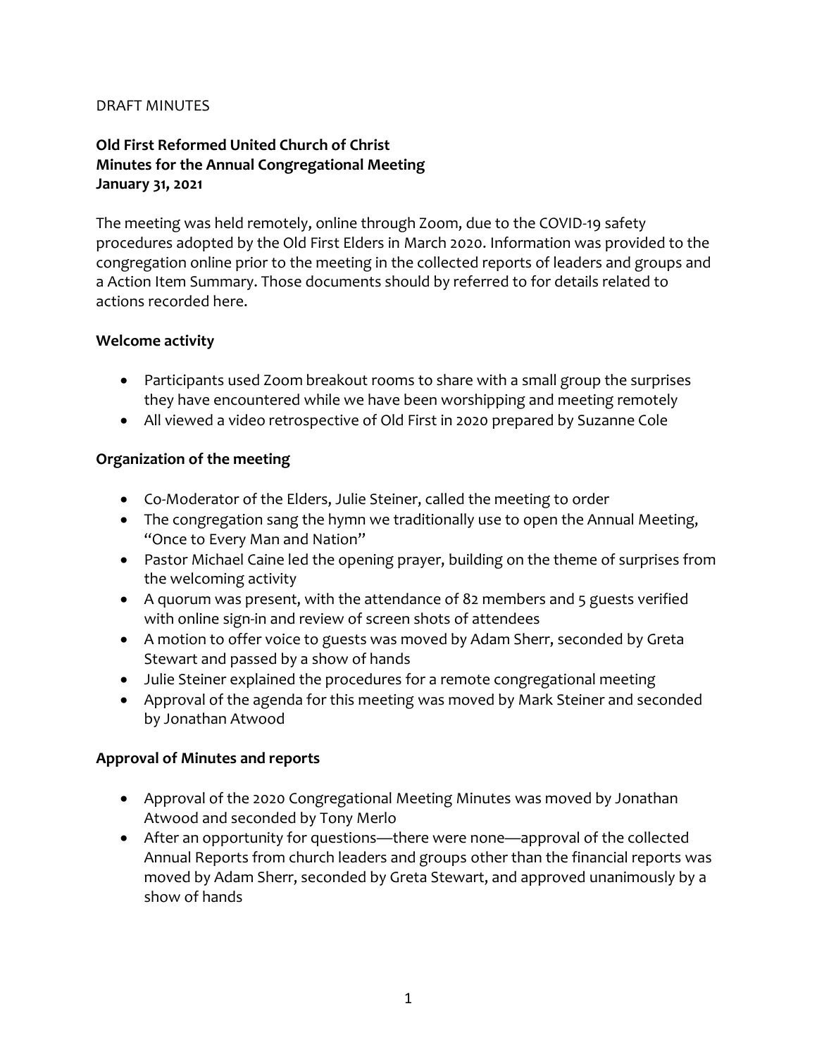DRAFT MINUTES

**Old First Reformed United Church of Christ**
**Minutes for the Annual Congregational Meeting**
**January 31, 2021**

The meeting was held remotely, online through Zoom, due to the COVID-19 safety procedures adopted by the Old First Elders in March 2020. Information was provided to the congregation online prior to the meeting in the collected reports of leaders and groups and a Action Item Summary. Those documents should by referred to for details related to actions recorded here.

**Welcome activity**

- Participants used Zoom breakout rooms to share with a small group the surprises they have encountered while we have been worshipping and meeting remotely
- All viewed a video retrospective of Old First in 2020 prepared by Suzanne Cole

**Organization of the meeting**

- Co-Moderator of the Elders, Julie Steiner, called the meeting to order
- The congregation sang the hymn we traditionally use to open the Annual Meeting, "Once to Every Man and Nation"
- Pastor Michael Caine led the opening prayer, building on the theme of surprises from the welcoming activity
- A quorum was present, with the attendance of 82 members and 5 guests verified with online sign-in and review of screen shots of attendees
- A motion to offer voice to guests was moved by Adam Sherr, seconded by Greta Stewart and passed by a show of hands
- Julie Steiner explained the procedures for a remote congregational meeting
- Approval of the agenda for this meeting was moved by Mark Steiner and seconded by Jonathan Atwood

**Approval of Minutes and reports**

- Approval of the 2020 Congregational Meeting Minutes was moved by Jonathan Atwood and seconded by Tony Merlo
- After an opportunity for questions—there were none—approval of the collected Annual Reports from church leaders and groups other than the financial reports was moved by Adam Sherr, seconded by Greta Stewart, and approved unanimously by a show of hands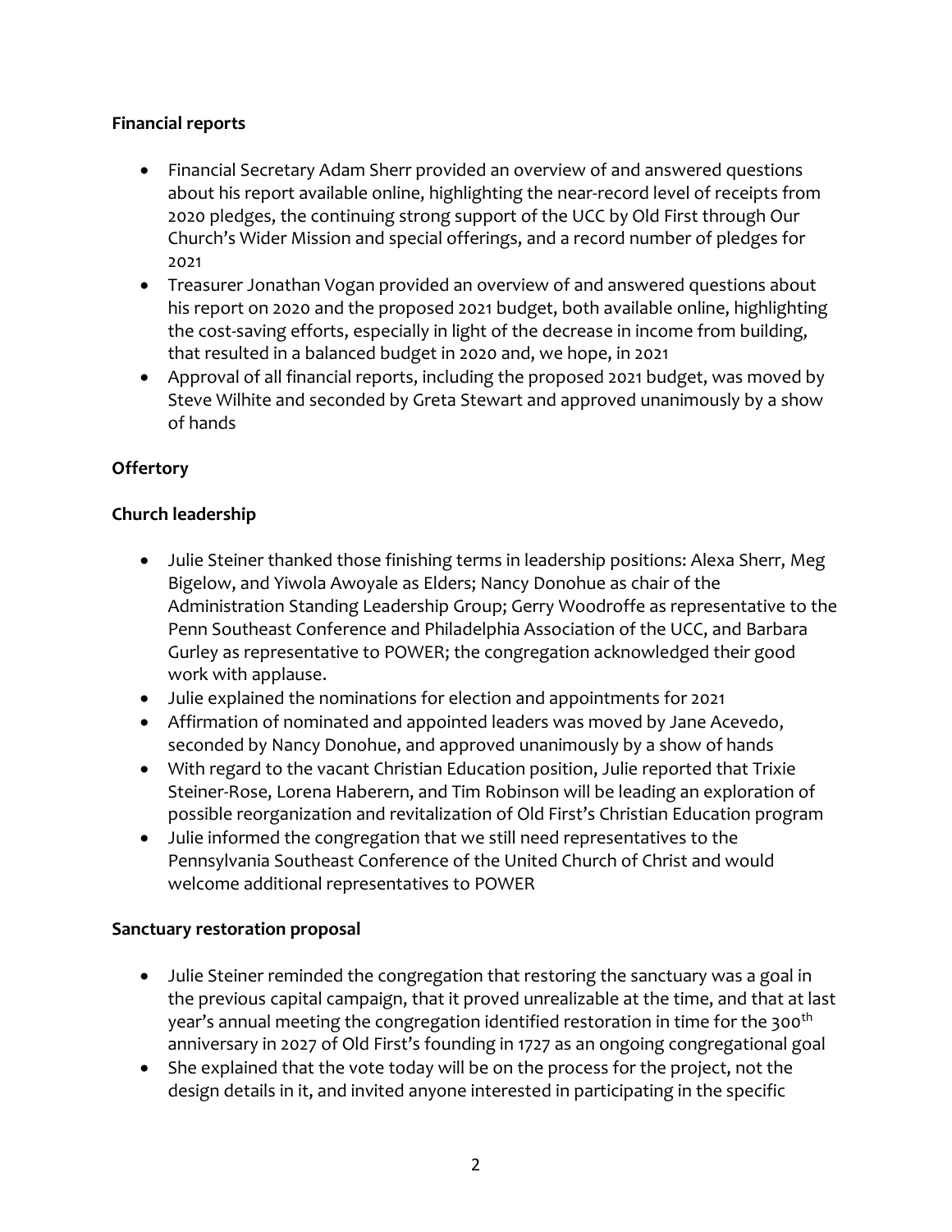**Financial reports**

- Financial Secretary Adam Sherr provided an overview of and answered questions about his report available online, highlighting the near-record level of receipts from 2020 pledges, the continuing strong support of the UCC by Old First through Our Church's Wider Mission and special offerings, and a record number of pledges for 2021
- Treasurer Jonathan Vogan provided an overview of and answered questions about his report on 2020 and the proposed 2021 budget, both available online, highlighting the cost-saving efforts, especially in light of the decrease in income from building, that resulted in a balanced budget in 2020 and, we hope, in 2021
- Approval of all financial reports, including the proposed 2021 budget, was moved by Steve Wilhite and seconded by Greta Stewart and approved unanimously by a show of hands

**Offertory**

**Church leadership**

- Julie Steiner thanked those finishing terms in leadership positions: Alexa Sherr, Meg Bigelow, and Yiwola Awoyale as Elders; Nancy Donohue as chair of the Administration Standing Leadership Group; Gerry Woodroffe as representative to the Penn Southeast Conference and Philadelphia Association of the UCC, and Barbara Gurley as representative to POWER; the congregation acknowledged their good work with applause.
- Julie explained the nominations for election and appointments for 2021
- Affirmation of nominated and appointed leaders was moved by Jane Acevedo, seconded by Nancy Donohue, and approved unanimously by a show of hands
- With regard to the vacant Christian Education position, Julie reported that Trixie Steiner-Rose, Lorena Haberern, and Tim Robinson will be leading an exploration of possible reorganization and revitalization of Old First's Christian Education program
- Julie informed the congregation that we still need representatives to the Pennsylvania Southeast Conference of the United Church of Christ and would welcome additional representatives to POWER

**Sanctuary restoration proposal**

- Julie Steiner reminded the congregation that restoring the sanctuary was a goal in the previous capital campaign, that it proved unrealizable at the time, and that at last year's annual meeting the congregation identified restoration in time for the 300th anniversary in 2027 of Old First's founding in 1727 as an ongoing congregational goal
- She explained that the vote today will be on the process for the project, not the design details in it, and invited anyone interested in participating in the specific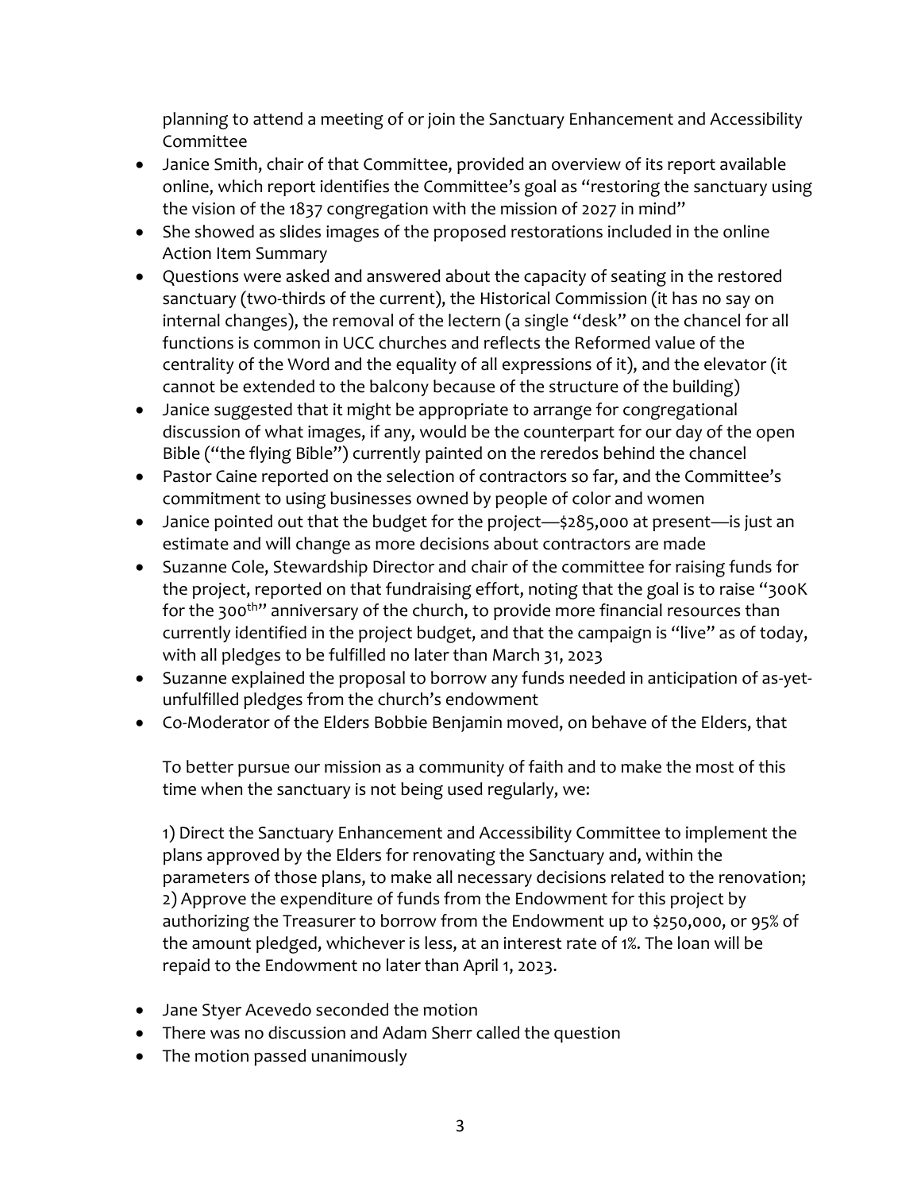planning to attend a meeting of or join the Sanctuary Enhancement and Accessibility Committee

- Janice Smith, chair of that Committee, provided an overview of its report available online, which report identifies the Committee's goal as "restoring the sanctuary using the vision of the 1837 congregation with the mission of 2027 in mind"
- She showed as slides images of the proposed restorations included in the online Action Item Summary
- Questions were asked and answered about the capacity of seating in the restored sanctuary (two-thirds of the current), the Historical Commission (it has no say on internal changes), the removal of the lectern (a single "desk" on the chancel for all functions is common in UCC churches and reflects the Reformed value of the centrality of the Word and the equality of all expressions of it), and the elevator (it cannot be extended to the balcony because of the structure of the building)
- Janice suggested that it might be appropriate to arrange for congregational discussion of what images, if any, would be the counterpart for our day of the open Bible ("the flying Bible") currently painted on the reredos behind the chancel
- Pastor Caine reported on the selection of contractors so far, and the Committee's commitment to using businesses owned by people of color and women
- Janice pointed out that the budget for the project—$285,000 at present—is just an estimate and will change as more decisions about contractors are made
- Suzanne Cole, Stewardship Director and chair of the committee for raising funds for the project, reported on that fundraising effort, noting that the goal is to raise "300K for the 300th" anniversary of the church, to provide more financial resources than currently identified in the project budget, and that the campaign is "live" as of today, with all pledges to be fulfilled no later than March 31, 2023
- Suzanne explained the proposal to borrow any funds needed in anticipation of as-yet-unfulfilled pledges from the church's endowment
- Co-Moderator of the Elders Bobbie Benjamin moved, on behave of the Elders, that

  To better pursue our mission as a community of faith and to make the most of this time when the sanctuary is not being used regularly, we:

  1) Direct the Sanctuary Enhancement and Accessibility Committee to implement the plans approved by the Elders for renovating the Sanctuary and, within the parameters of those plans, to make all necessary decisions related to the renovation;
  2) Approve the expenditure of funds from the Endowment for this project by authorizing the Treasurer to borrow from the Endowment up to $250,000, or 95% of the amount pledged, whichever is less, at an interest rate of 1%. The loan will be repaid to the Endowment no later than April 1, 2023.

- Jane Styer Acevedo seconded the motion
- There was no discussion and Adam Sherr called the question
- The motion passed unanimously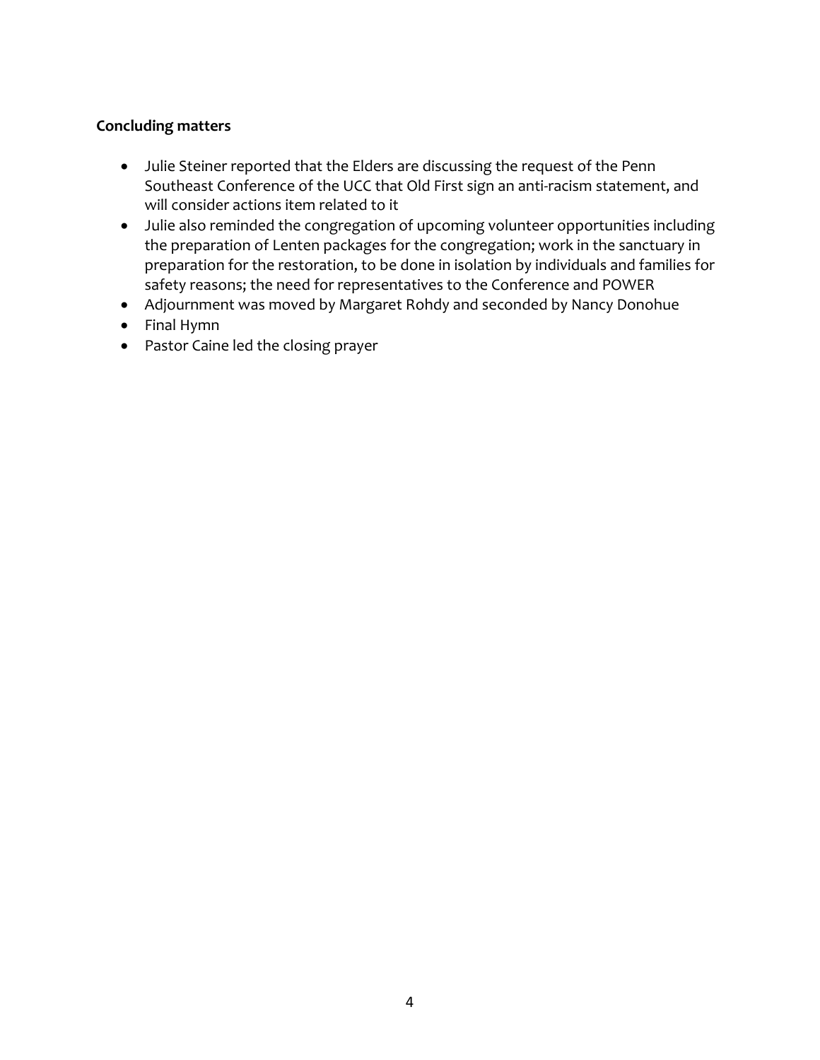**Concluding matters**

- Julie Steiner reported that the Elders are discussing the request of the Penn Southeast Conference of the UCC that Old First sign an anti-racism statement, and will consider actions item related to it
- Julie also reminded the congregation of upcoming volunteer opportunities including the preparation of Lenten packages for the congregation; work in the sanctuary in preparation for the restoration, to be done in isolation by individuals and families for safety reasons; the need for representatives to the Conference and POWER
- Adjournment was moved by Margaret Rohdy and seconded by Nancy Donohue
- Final Hymn
- Pastor Caine led the closing prayer